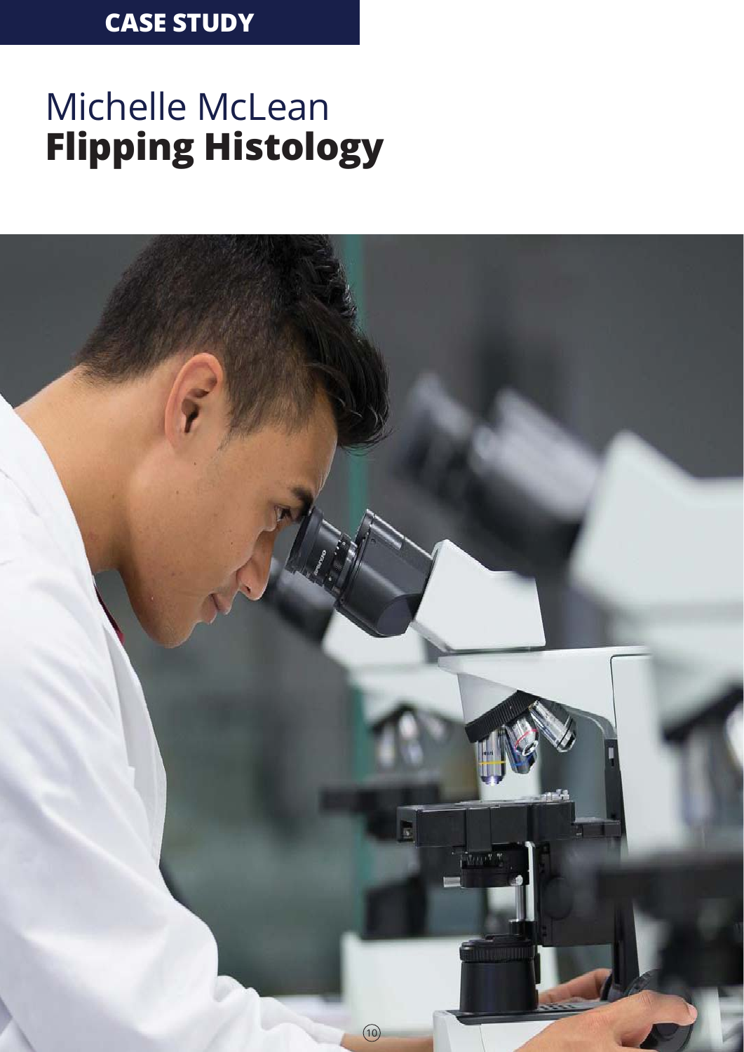**CASE STUDY**

# Michelle McLean
## **Flipping Histology**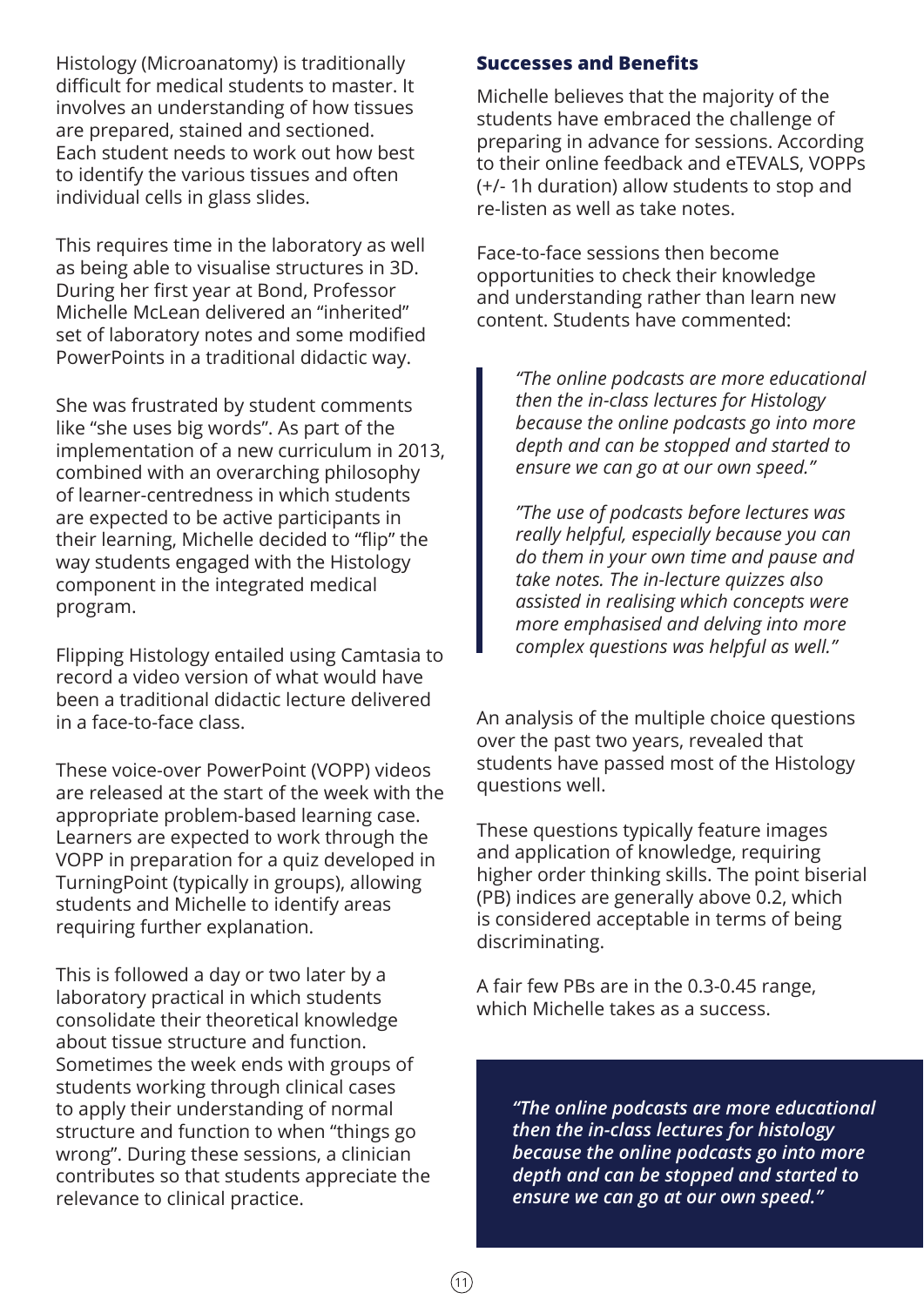Histology (Microanatomy) is traditionally difficult for medical students to master. It involves an understanding of how tissues are prepared, stained and sectioned. Each student needs to work out how best to identify the various tissues and often individual cells in glass slides.

This requires time in the laboratory as well as being able to visualise structures in 3D. During her first year at Bond, Professor Michelle McLean delivered an “inherited” set of laboratory notes and some modified PowerPoints in a traditional didactic way.

She was frustrated by student comments like “she uses big words”. As part of the implementation of a new curriculum in 2013, combined with an overarching philosophy of learner-centredness in which students are expected to be active participants in their learning, Michelle decided to “flip” the way students engaged with the Histology component in the integrated medical program.

Flipping Histology entailed using Camtasia to record a video version of what would have been a traditional didactic lecture delivered in a face-to-face class.

These voice-over PowerPoint (VOPP) videos are released at the start of the week with the appropriate problem-based learning case. Learners are expected to work through the VOPP in preparation for a quiz developed in TurningPoint (typically in groups), allowing students and Michelle to identify areas requiring further explanation.

This is followed a day or two later by a laboratory practical in which students consolidate their theoretical knowledge about tissue structure and function. Sometimes the week ends with groups of students working through clinical cases to apply their understanding of normal structure and function to when “things go wrong”. During these sessions, a clinician contributes so that students appreciate the relevance to clinical practice.

### Successes and Benefits

Michelle believes that the majority of the students have embraced the challenge of preparing in advance for sessions. According to their online feedback and eTEVALS, VOPPs (+/- 1h duration) allow students to stop and re-listen as well as take notes.

Face-to-face sessions then become opportunities to check their knowledge and understanding rather than learn new content. Students have commented:

> *“The online podcasts are more educational then the in-class lectures for Histology because the online podcasts go into more depth and can be stopped and started to ensure we can go at our own speed.”*
>
> *”The use of podcasts before lectures was really helpful, especially because you can do them in your own time and pause and take notes. The in-lecture quizzes also assisted in realising which concepts were more emphasised and delving into more complex questions was helpful as well.”*

An analysis of the multiple choice questions over the past two years, revealed that students have passed most of the Histology questions well.

These questions typically feature images and application of knowledge, requiring higher order thinking skills. The point biserial (PB) indices are generally above 0.2, which is considered acceptable in terms of being discriminating.

A fair few PBs are in the 0.3-0.45 range, which Michelle takes as a success.

> ***“The online podcasts are more educational then the in-class lectures for histology because the online podcasts go into more depth and can be stopped and started to ensure we can go at our own speed.”***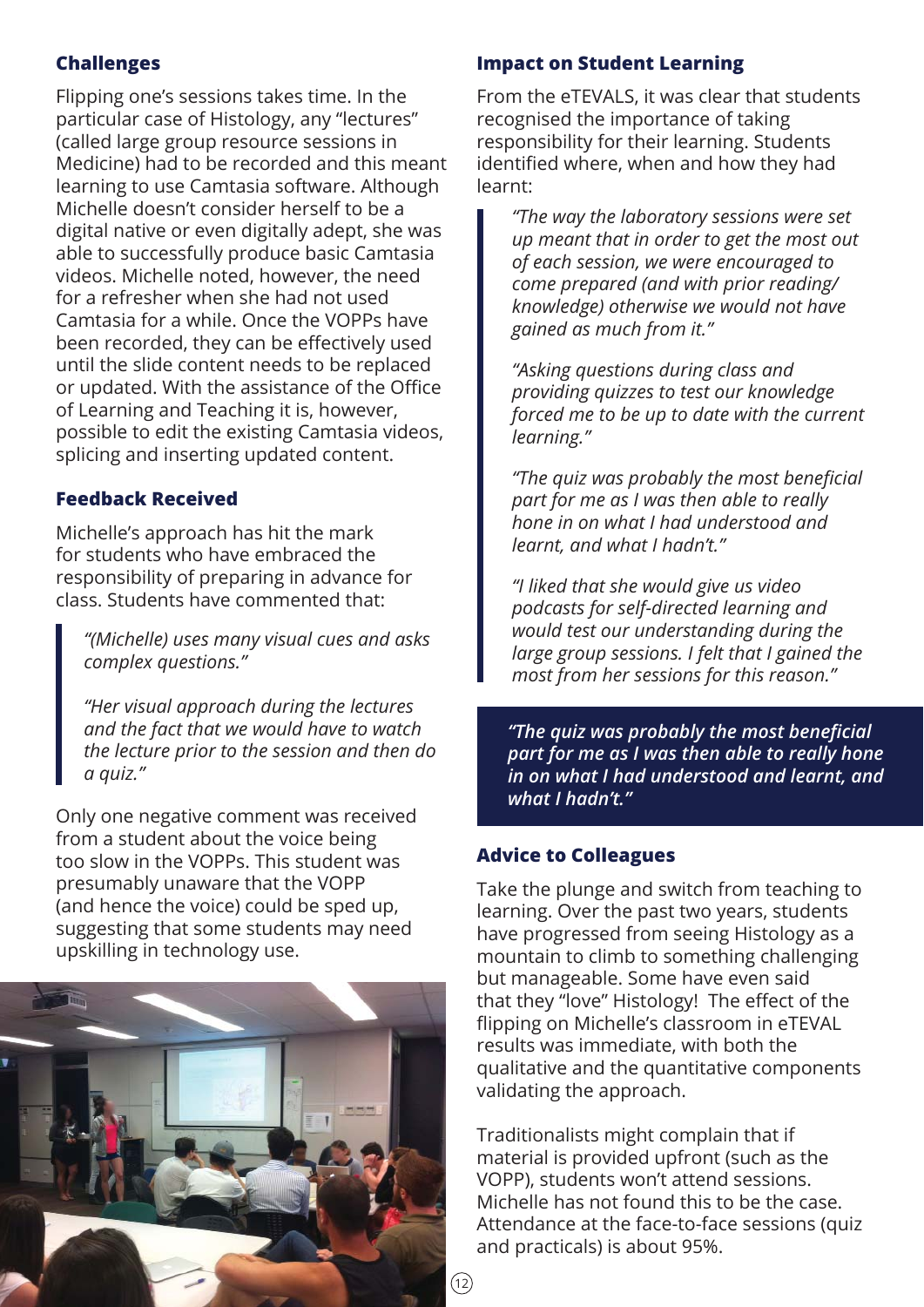### Challenges

Flipping one's sessions takes time. In the particular case of Histology, any "lectures" (called large group resource sessions in Medicine) had to be recorded and this meant learning to use Camtasia software. Although Michelle doesn't consider herself to be a digital native or even digitally adept, she was able to successfully produce basic Camtasia videos. Michelle noted, however, the need for a refresher when she had not used Camtasia for a while. Once the VOPPs have been recorded, they can be effectively used until the slide content needs to be replaced or updated. With the assistance of the Office of Learning and Teaching it is, however, possible to edit the existing Camtasia videos, splicing and inserting updated content.

### Feedback Received

Michelle's approach has hit the mark for students who have embraced the responsibility of preparing in advance for class. Students have commented that:

> *"(Michelle) uses many visual cues and asks complex questions."*
>
> *"Her visual approach during the lectures and the fact that we would have to watch the lecture prior to the session and then do a quiz."*

Only one negative comment was received from a student about the voice being too slow in the VOPPs. This student was presumably unaware that the VOPP (and hence the voice) could be sped up, suggesting that some students may need upskilling in technology use.

### Impact on Student Learning

From the eTEVALS, it was clear that students recognised the importance of taking responsibility for their learning. Students identified where, when and how they had learnt:

> *"The way the laboratory sessions were set up meant that in order to get the most out of each session, we were encouraged to come prepared (and with prior reading/ knowledge) otherwise we would not have gained as much from it."*
>
> *"Asking questions during class and providing quizzes to test our knowledge forced me to be up to date with the current learning."*
>
> *"The quiz was probably the most beneficial part for me as I was then able to really hone in on what I had understood and learnt, and what I hadn't."*
>
> *"I liked that she would give us video podcasts for self-directed learning and would test our understanding during the large group sessions. I felt that I gained the most from her sessions for this reason."*

> ***"The quiz was probably the most beneficial part for me as I was then able to really hone in on what I had understood and learnt, and what I hadn't."***

### Advice to Colleagues

Take the plunge and switch from teaching to learning. Over the past two years, students have progressed from seeing Histology as a mountain to climb to something challenging but manageable. Some have even said that they "love" Histology! The effect of the flipping on Michelle's classroom in eTEVAL results was immediate, with both the qualitative and the quantitative components validating the approach.

Traditionalists might complain that if material is provided upfront (such as the VOPP), students won't attend sessions. Michelle has not found this to be the case. Attendance at the face-to-face sessions (quiz and practicals) is about 95%.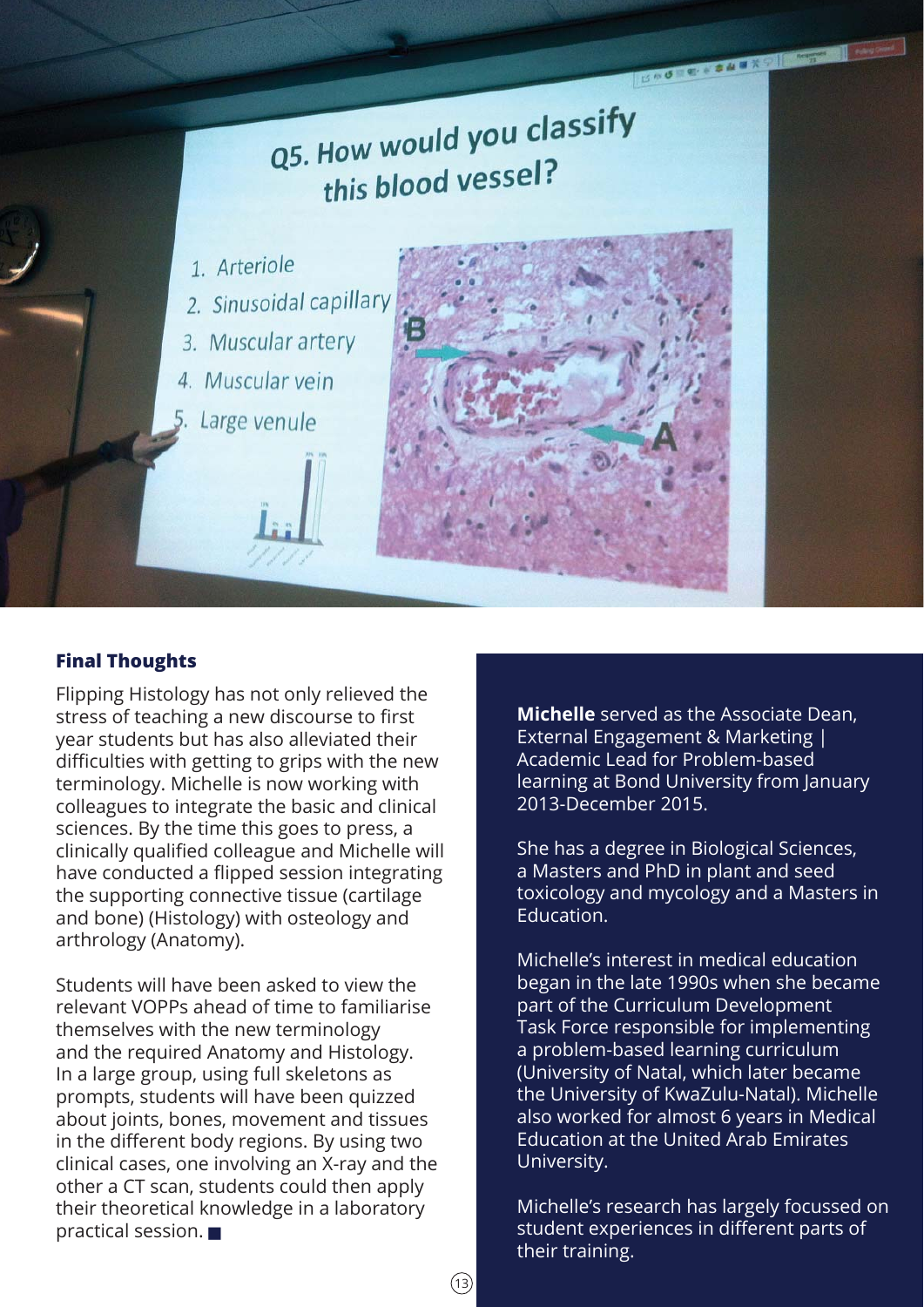## Final Thoughts

Flipping Histology has not only relieved the stress of teaching a new discourse to first year students but has also alleviated their difficulties with getting to grips with the new terminology. Michelle is now working with colleagues to integrate the basic and clinical sciences. By the time this goes to press, a clinically qualified colleague and Michelle will have conducted a flipped session integrating the supporting connective tissue (cartilage and bone) (Histology) with osteology and arthrology (Anatomy).

Students will have been asked to view the relevant VOPPs ahead of time to familiarise themselves with the new terminology and the required Anatomy and Histology. In a large group, using full skeletons as prompts, students will have been quizzed about joints, bones, movement and tissues in the different body regions. By using two clinical cases, one involving an X-ray and the other a CT scan, students could then apply their theoretical knowledge in a laboratory practical session. ■

**Michelle** served as the Associate Dean, External Engagement & Marketing | Academic Lead for Problem-based learning at Bond University from January 2013-December 2015.

She has a degree in Biological Sciences, a Masters and PhD in plant and seed toxicology and mycology and a Masters in Education.

Michelle's interest in medical education began in the late 1990s when she became part of the Curriculum Development Task Force responsible for implementing a problem-based learning curriculum (University of Natal, which later became the University of KwaZulu-Natal). Michelle also worked for almost 6 years in Medical Education at the United Arab Emirates University.

Michelle's research has largely focussed on student experiences in different parts of their training.